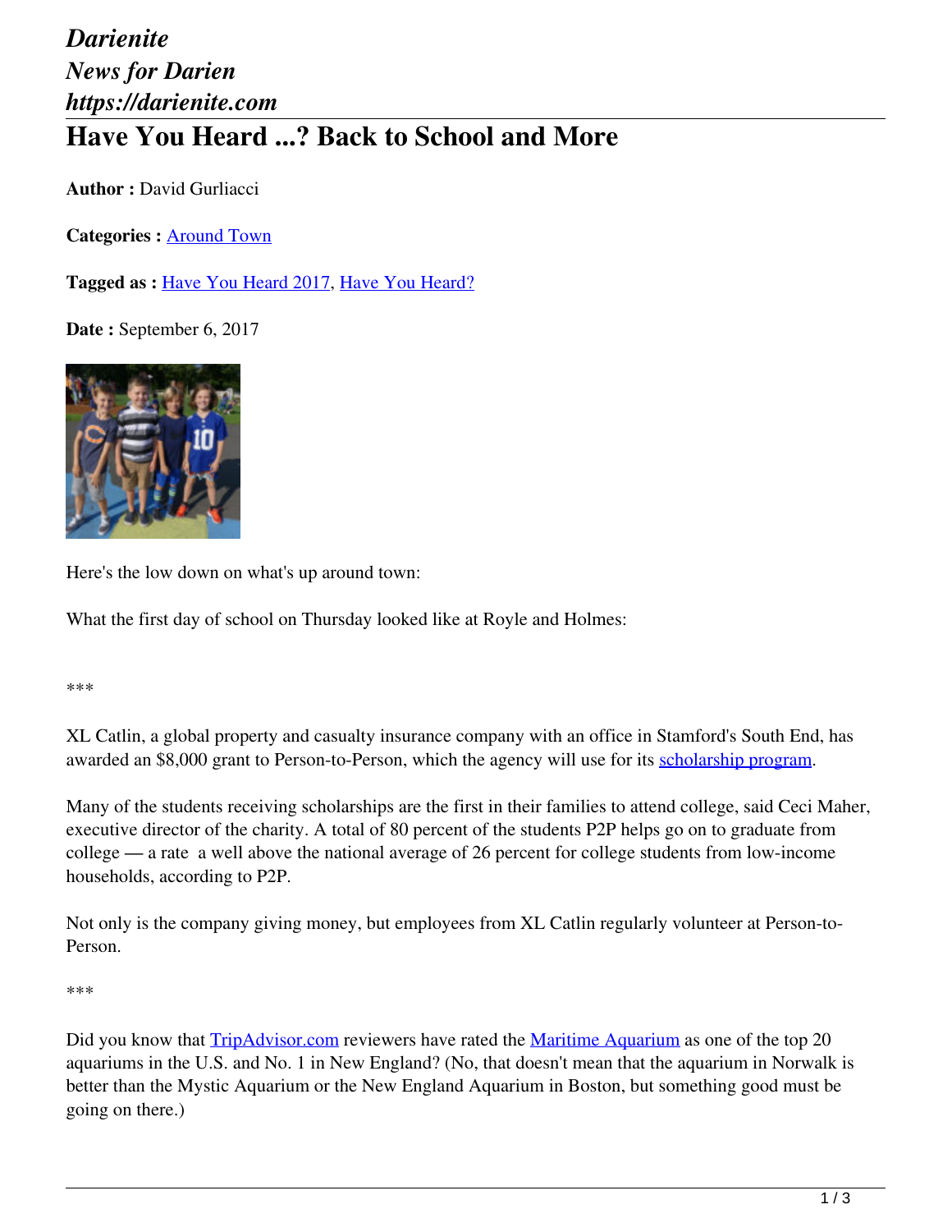*Darienite*
*News for Darien*
*https://darienite.com*

# Have You Heard ...? Back to School and More

**Author :** David Gurliacci

**Categories :** Around Town

**Tagged as :** Have You Heard 2017, Have You Heard?

**Date :** September 6, 2017

Here's the low down on what's up around town:

What the first day of school on Thursday looked like at Royle and Holmes:

***

XL Catlin, a global property and casualty insurance company with an office in Stamford's South End, has awarded an $8,000 grant to Person-to-Person, which the agency will use for its scholarship program.

Many of the students receiving scholarships are the first in their families to attend college, said Ceci Maher, executive director of the charity. A total of 80 percent of the students P2P helps go on to graduate from college — a rate a well above the national average of 26 percent for college students from low-income households, according to P2P.

Not only is the company giving money, but employees from XL Catlin regularly volunteer at Person-to-Person.

***

Did you know that TripAdvisor.com reviewers have rated the Maritime Aquarium as one of the top 20 aquariums in the U.S. and No. 1 in New England? (No, that doesn't mean that the aquarium in Norwalk is better than the Mystic Aquarium or the New England Aquarium in Boston, but something good must be going on there.)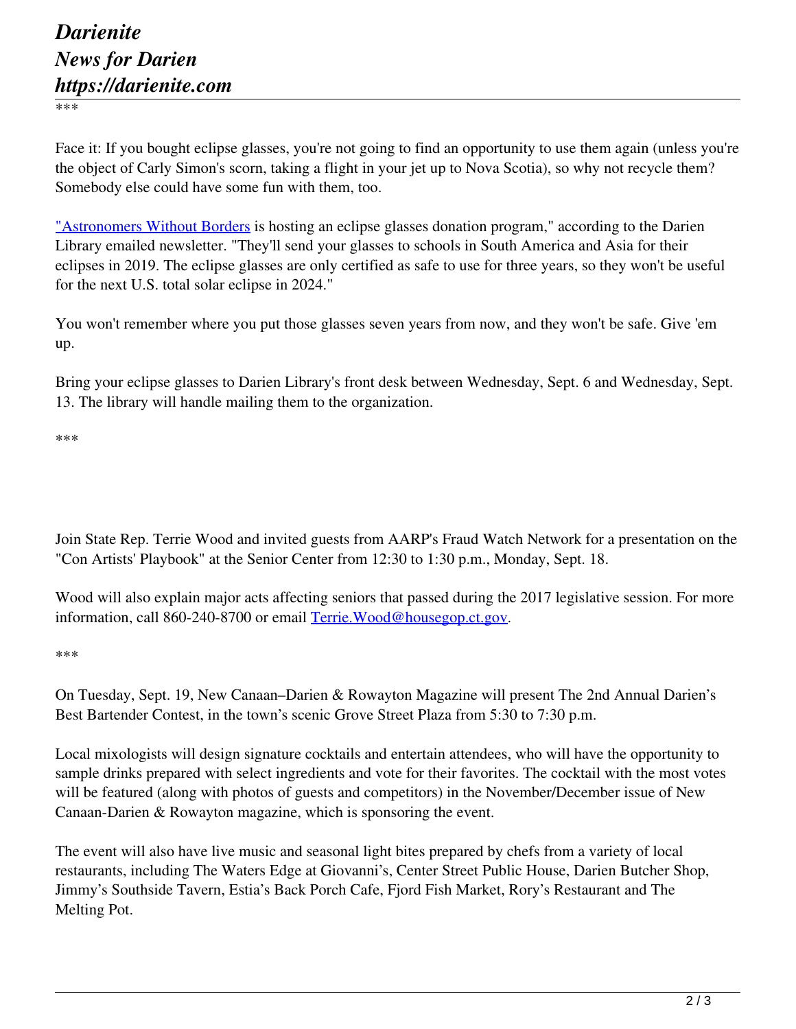\*\*\*

Face it: If you bought eclipse glasses, you're not going to find an opportunity to use them again (unless you're the object of Carly Simon's scorn, taking a flight in your jet up to Nova Scotia), so why not recycle them? Somebody else could have some fun with them, too.

"Astronomers Without Borders is hosting an eclipse glasses donation program," according to the Darien Library emailed newsletter. "They'll send your glasses to schools in South America and Asia for their eclipses in 2019. The eclipse glasses are only certified as safe to use for three years, so they won't be useful for the next U.S. total solar eclipse in 2024."

You won't remember where you put those glasses seven years from now, and they won't be safe. Give 'em up.

Bring your eclipse glasses to Darien Library's front desk between Wednesday, Sept. 6 and Wednesday, Sept. 13. The library will handle mailing them to the organization.

\*\*\*

Join State Rep. Terrie Wood and invited guests from AARP's Fraud Watch Network for a presentation on the "Con Artists' Playbook" at the Senior Center from 12:30 to 1:30 p.m., Monday, Sept. 18.

Wood will also explain major acts affecting seniors that passed during the 2017 legislative session. For more information, call 860-240-8700 or email Terrie.Wood@housegop.ct.gov.

\*\*\*

On Tuesday, Sept. 19, New Canaan–Darien & Rowayton Magazine will present The 2nd Annual Darien's Best Bartender Contest, in the town's scenic Grove Street Plaza from 5:30 to 7:30 p.m.

Local mixologists will design signature cocktails and entertain attendees, who will have the opportunity to sample drinks prepared with select ingredients and vote for their favorites. The cocktail with the most votes will be featured (along with photos of guests and competitors) in the November/December issue of New Canaan-Darien & Rowayton magazine, which is sponsoring the event.

The event will also have live music and seasonal light bites prepared by chefs from a variety of local restaurants, including The Waters Edge at Giovanni's, Center Street Public House, Darien Butcher Shop, Jimmy's Southside Tavern, Estia's Back Porch Cafe, Fjord Fish Market, Rory's Restaurant and The Melting Pot.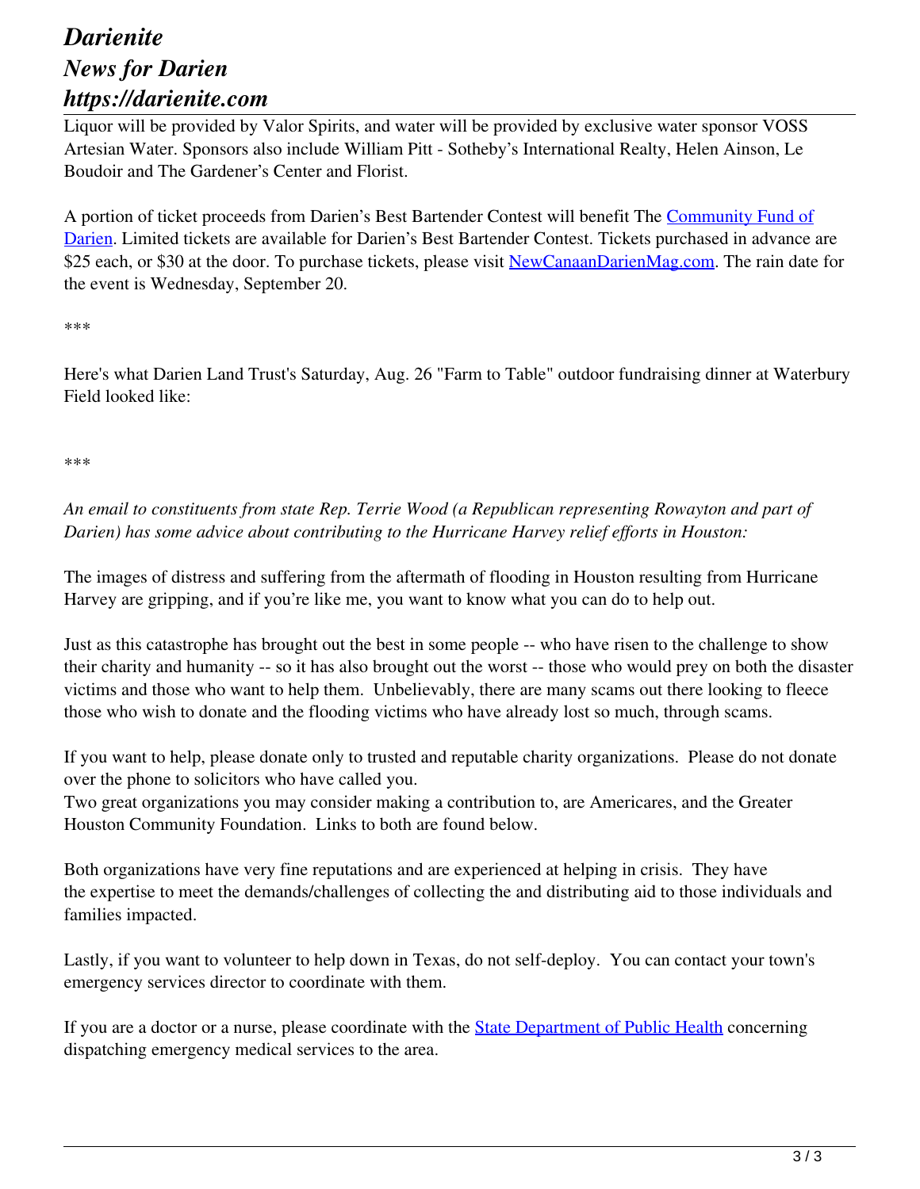Liquor will be provided by Valor Spirits, and water will be provided by exclusive water sponsor VOSS Artesian Water. Sponsors also include William Pitt - Sotheby's International Realty, Helen Ainson, Le Boudoir and The Gardener's Center and Florist.

A portion of ticket proceeds from Darien's Best Bartender Contest will benefit The Community Fund of Darien. Limited tickets are available for Darien's Best Bartender Contest. Tickets purchased in advance are $25 each, or $30 at the door. To purchase tickets, please visit NewCanaanDarienMag.com. The rain date for the event is Wednesday, September 20.

***

Here's what Darien Land Trust's Saturday, Aug. 26 "Farm to Table" outdoor fundraising dinner at Waterbury Field looked like:

***

*An email to constituents from state Rep. Terrie Wood (a Republican representing Rowayton and part of Darien) has some advice about contributing to the Hurricane Harvey relief efforts in Houston:*

The images of distress and suffering from the aftermath of flooding in Houston resulting from Hurricane Harvey are gripping, and if you're like me, you want to know what you can do to help out.

Just as this catastrophe has brought out the best in some people -- who have risen to the challenge to show their charity and humanity -- so it has also brought out the worst -- those who would prey on both the disaster victims and those who want to help them. Unbelievably, there are many scams out there looking to fleece those who wish to donate and the flooding victims who have already lost so much, through scams.

If you want to help, please donate only to trusted and reputable charity organizations. Please do not donate over the phone to solicitors who have called you.
Two great organizations you may consider making a contribution to, are Americares, and the Greater Houston Community Foundation. Links to both are found below.

Both organizations have very fine reputations and are experienced at helping in crisis. They have the expertise to meet the demands/challenges of collecting the and distributing aid to those individuals and families impacted.

Lastly, if you want to volunteer to help down in Texas, do not self-deploy. You can contact your town's emergency services director to coordinate with them.

If you are a doctor or a nurse, please coordinate with the State Department of Public Health concerning dispatching emergency medical services to the area.